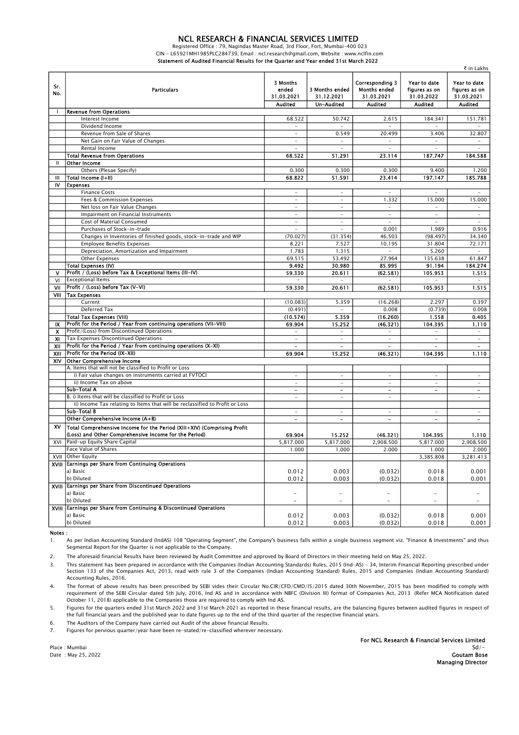# NCL RESEARCH & FINANCIAL SERVICES LIMITED

Registered Office : 79, Nagindas Master Road, 3rd Floor, Fort, Mumbai-400 023

CIN - L65921MH1985PLC284739, Email : ncl.research@gmail.com, Website : www.nclfin.com

**Statement of Audited Financial Results for the Quarter and Year ended 31st March 2022**

₹ in Lakhs

| Sr. No. | Particulars | 3 Months ended 31.03.2021 | 3 Months ended 31.12.2021 | Corresponding 3 Months ended 31.03.2021 | Year to date figures as on 31.03.2022 | Year to date figures as on 31.03.2021 |
|---|---|---|---|---|---|---|
| | | Audited | Un-Audited | Audited | Audited | Audited |
| I | **Revenue from Operations** | | | | | |
| | Interest Income | 68.522 | 50.742 | 2.615 | 184.341 | 151.781 |
| | Dividend Income | - | - | - | - | - |
| | Revenue from Sale of Shares | - | 0.549 | 20.499 | 3.406 | 32.807 |
| | Net Gain on Fair Value of Changes | - | - | - | - | - |
| | Rental Income | - | - | - | - | - |
| | **Total Revenue from Operations** | 68.522 | 51.291 | 23.114 | 187.747 | 184.588 |
| II | **Other Income** | | | | | |
| | Others (Plesae Specify) | 0.300 | 0.300 | 0.300 | 9.400 | 1.200 |
| III | **Total Income (I+II)** | 68.822 | 51.591 | 23.414 | 197.147 | 185.788 |
| IV | **Expenses** | | | | | |
| | Finance Costs | - | - | - | - | - |
| | Fees & Commission Expenses | - | - | 1.332 | 15.000 | 15.000 |
| | Net loss on Fair Value Changes | - | - | - | - | - |
| | Impairment on Financial Instruments | - | - | - | - | - |
| | Cost of Material Consumed | - | - | - | - | - |
| | Purchases of Stock-in-trade | - | - | 0.001 | 1.989 | 0.916 |
| | Changes in Inventories of finished goods, stock-in-trade and WIP | (70.027) | (31.354) | 46.503 | (98.497) | 34.340 |
| | Employee Benefits Expenses | 8.221 | 7.527 | 10.195 | 31.804 | 72.171 |
| | Depreciation, Amortization and Impairment | 1.783 | 1.315 | - | 5.260 | - |
| | Other Expenses | 69.515 | 53.492 | 27.964 | 135.638 | 61.847 |
| | **Total Expenses (IV)** | 9.492 | 30.980 | 85.995 | 91.194 | 184.274 |
| V | **Profit / (Loss) before Tax & Exceptional Items (III-IV)** | 59.330 | 20.611 | (62.581) | 105.953 | 1.515 |
| VI | Exceptional Items | - | - | - | - | - |
| VII | **Profit / (Loss) before Tax (V-VI)** | 59.330 | 20.611 | (62.581) | 105.953 | 1.515 |
| VIII | **Tax Expenses** | | | | | |
| | Current | (10.083) | 5.359 | (16.268) | 2.297 | 0.397 |
| | Deferred Tax | (0.491) | - | 0.008 | (0.739) | 0.008 |
| | **Total Tax Expenses (VIII)** | (10.574) | 5.359 | (16.260) | 1.558 | 0.405 |
| IX | **Profit for the Period / Year from continuing operations (VII-VIII)** | 69.904 | 15.252 | (46.321) | 104.395 | 1.110 |
| X | Profit/(Loss) from Discontinued Operations | - | - | - | - | - |
| XI | Tax Expenses Discontinued Operations | - | - | - | - | - |
| XII | **Profit for the Period / Year from continuing operations (X-XI)** | - | - | - | - | - |
| XIII | **Profit for the Period (IX-XII)** | 69.904 | 15.252 | (46.321) | 104.395 | 1.110 |
| XIV | **Other Comprehensive Income** | | | | | |
| | A. Items that will not be classified to Profit or Loss | | | | | |
| | i) Fair value changes on instruments carried at FVTOCI | - | - | - | - | - |
| | ii) Income Tax on above | - | - | - | - | - |
| | **Sub-Total A** | - | - | - | - | - |
| | B. i) Items that will be classified to Profit or Loss | - | - | - | - | - |
| | ii) Income Tax relating to Items that will be reclassified to Profit or Loss | | | | | |
| | **Sub-Total B** | - | - | - | - | - |
| | **Other Comprehensive Income (A+B)** | - | - | - | - | - |
| XV | **Total Comprehensive Income for the Period (XIII+XIV) (Comprising Profit (Loss) and Other Comprehensive Income for the Period)** | 69.904 | 15.252 | (46.321) | 104.395 | 1.110 |
| XVI | Paid-up Equity Share Capital | 5,817.000 | 5,817.000 | 2,908.500 | 5,817.000 | 2,908.500 |
| | Face Value of Shares | 1.000 | 1.000 | 2.000 | 1.000 | 2.000 |
| XVII | Other Equity | | | | 3,385.808 | 3,281.413 |
| XVIII | **Earnings per Share from Continuing Operations** | | | | | |
| | a) Basic | 0.012 | 0.003 | (0.032) | 0.018 | 0.001 |
| | b) Diluted | 0.012 | 0.003 | (0.032) | 0.018 | 0.001 |
| XVIII | **Earnings per Share from Discontinued Operations** | | | | | |
| | a) Basic | - | - | - | - | - |
| | b) Diluted | - | - | - | - | - |
| XVIII | **Earnings per Share from Continuing & Discontinued Operations** | | | | | |
| | a) Basic | 0.012 | 0.003 | (0.032) | 0.018 | 0.001 |
| | b) Diluted | 0.012 | 0.003 | (0.032) | 0.018 | 0.001 |

**Notes :**

1. As per Indian Accounting Standard (IndAS) 108 "Operating Segment", the Company's business falls within a single business segment viz. "Finance & Investments" and thus Segmental Report for the Quarter is not applicable to the Company.
2. The aforesaid financial Results have been reviewed by Audit Committee and approved by Board of Directors in their meeting held on May 25, 2022.
3. This statement has been prepared in accordance with the Companies (Indian Accounting Standards) Rules, 2015 (Ind-AS) - 34, Interim Financial Reporting prescribed under Section 133 of the Companies Act, 2013, read with rule 3 of the Companies (Indian Accounting Standard) Rules, 2015 and Companies (Indian Accounting Standard) Accounting Rules, 2016.
4. The format of above results has been prescribed by SEBI vides their Circular No.CIR/CFD/CMD/15/2015 dated 30th November, 2015 has been modified to comply with requirement of the SEBI Circular dated 5th July, 2016, Ind AS and in accordance with NBFC (Division III) format of Companies Act, 2013 (Refer MCA Notification dated October 11, 2018) applicable to the Companies those are required to comply with Ind AS.
5. Figures for the quarters ended 31st March 2022 and 31st March 2021 as reported in these financial results, are the balancing figures between audited figures in respect of the full financial years and the published year to date figures up to the end of the third quarter of the respective financial years.
6. The Auditors of the Company have carried out Audit of the above financial Results.
7. Figures for pervious quarter/year have been re-stated/re-classified wherever necessary.

**For NCL Research & Financial Services Limited**

Sd/-

Place : Mumbai

Date : May 25, 2022

**Goutam Bose**

**Managing Director**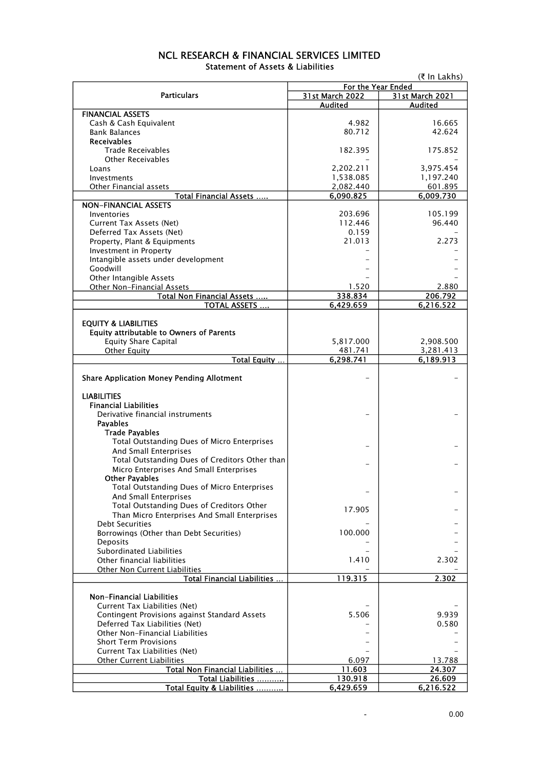# NCL RESEARCH & FINANCIAL SERVICES LIMITED

## Statement of Assets & Liabilities

(₹ In Lakhs)

| Particulars | For the Year Ended | |
|---|---|---|
| | 31st March 2022 | 31st March 2021 |
| | Audited | Audited |
| **FINANCIAL ASSETS** | | |
| Cash & Cash Equivalent | 4.982 | 16.665 |
| Bank Balances | 80.712 | 42.624 |
| **Receivables** | | |
| Trade Receivables | 182.395 | 175.852 |
| Other Receivables | - | - |
| Loans | 2,202.211 | 3,975.454 |
| Investments | 1,538.085 | 1,197.240 |
| Other Financial assets | 2,082.440 | 601.895 |
| Total Financial Assets ..... | 6,090.825 | 6,009.730 |
| **NON-FINANCIAL ASSETS** | | |
| Inventories | 203.696 | 105.199 |
| Current Tax Assets (Net) | 112.446 | 96.440 |
| Deferred Tax Assets (Net) | 0.159 | - |
| Property, Plant & Equipments | 21.013 | 2.273 |
| Investment in Property | - | - |
| Intangible assets under development | - | - |
| Goodwill | - | - |
| Other Intangible Assets | - | - |
| Other Non-Financial Assets | 1.520 | 2.880 |
| Total Non Financial Assets ..... | 338.834 | 206.792 |
| TOTAL ASSETS .... | 6,429.659 | 6,216.522 |
| | | |
| **EQUITY & LIABILITIES** | | |
| **Equity attributable to Owners of Parents** | | |
| Equity Share Capital | 5,817.000 | 2,908.500 |
| Other Equity | 481.741 | 3,281.413 |
| Total Equity ... | 6,298.741 | 6,189.913 |
| | | |
| **Share Application Money Pending Allotment** | - | - |
| | | |
| **LIABILITIES** | | |
| **Financial Liabilities** | | |
| Derivative financial instruments | - | - |
| **Payables** | | |
| **Trade Payables** | | |
| Total Outstanding Dues of Micro Enterprises And Small Enterprises | - | - |
| Total Outstanding Dues of Creditors Other than Micro Enterprises And Small Enterprises | - | - |
| **Other Payables** | | |
| Total Outstanding Dues of Micro Enterprises And Small Enterprises | - | - |
| Total Outstanding Dues of Creditors Other Than Micro Enterprises And Small Enterprises | 17.905 | - |
| Debt Securities | - | - |
| Borrowings (Other than Debt Securities) | 100.000 | - |
| Deposits | - | - |
| Subordinated Liabilities | - | - |
| Other financial liabilities | 1.410 | 2.302 |
| Other Non Current Liabilities | - | - |
| Total Financial Liabilities ... | 119.315 | 2.302 |
| | | |
| **Non-Financial Liabilities** | | |
| Current Tax Liabilities (Net) | - | - |
| Contingent Provisions against Standard Assets | 5.506 | 9.939 |
| Deferred Tax Liabilities (Net) | - | 0.580 |
| Other Non-Financial Liabilities | - | - |
| Short Term Provisions | - | - |
| Current Tax Liabilities (Net) | - | - |
| Other Current Liabilities | 6.097 | 13.788 |
| Total Non Financial Liabilities ... | 11.603 | 24.307 |
| Total Liabilities ........... | 130.918 | 26.609 |
| Total Equity & Liabilities ........... | 6,429.659 | 6,216.522 |

- 0.00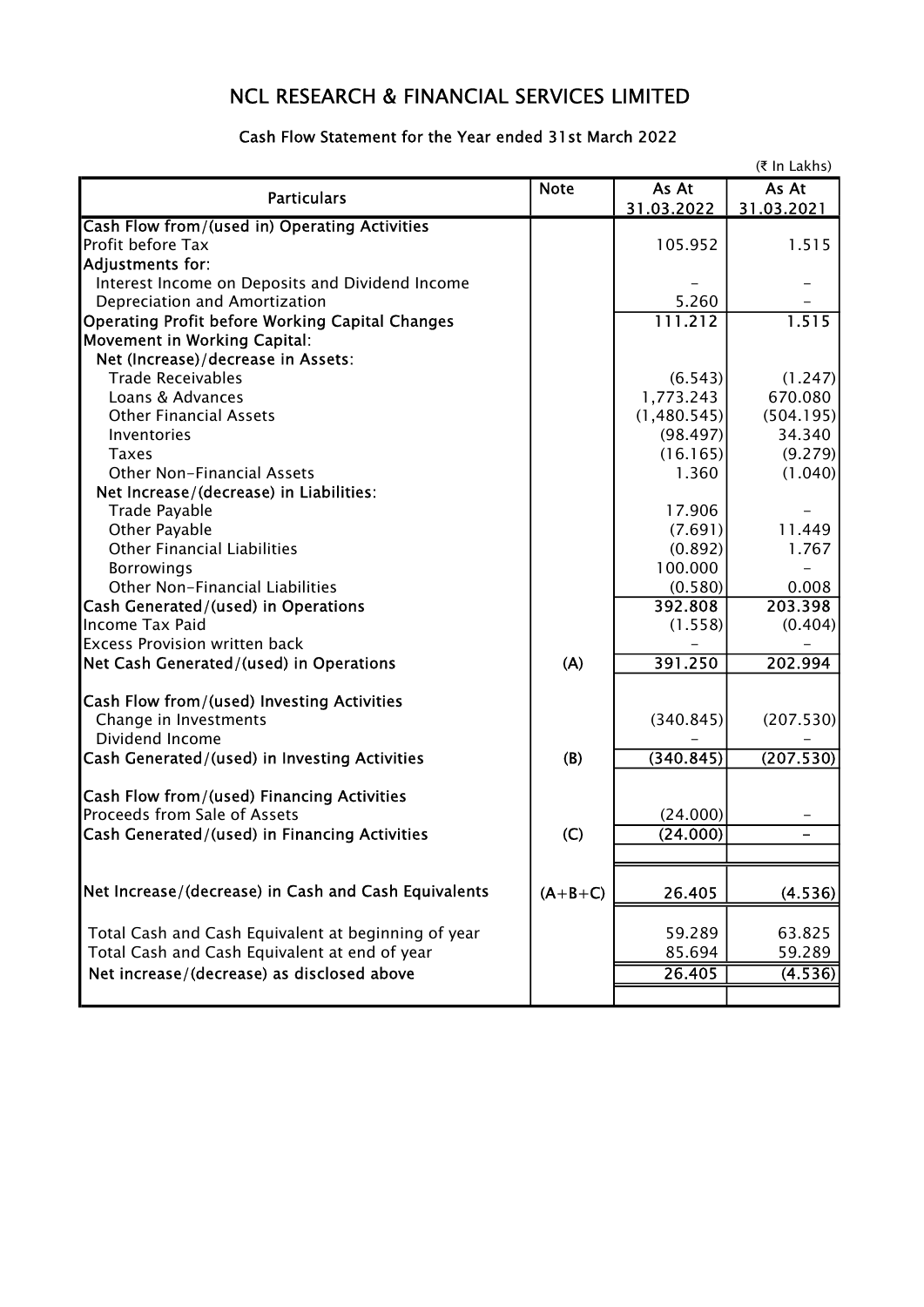# NCL RESEARCH & FINANCIAL SERVICES LIMITED

## Cash Flow Statement for the Year ended 31st March 2022

(₹ In Lakhs)

| Particulars | Note | As At 31.03.2022 | As At 31.03.2021 |
|---|---|---|---|
| **Cash Flow from/(used in) Operating Activities** | | | |
| Profit before Tax | | 105.952 | 1.515 |
| **Adjustments for:** | | | |
| Interest Income on Deposits and Dividend Income | | - | - |
| Depreciation and Amortization | | 5.260 | - |
| **Operating Profit before Working Capital Changes** | | 111.212 | 1.515 |
| **Movement in Working Capital:** | | | |
| **Net (Increase)/decrease in Assets:** | | | |
| Trade Receivables | | (6.543) | (1.247) |
| Loans & Advances | | 1,773.243 | 670.080 |
| Other Financial Assets | | (1,480.545) | (504.195) |
| Inventories | | (98.497) | 34.340 |
| Taxes | | (16.165) | (9.279) |
| Other Non-Financial Assets | | 1.360 | (1.040) |
| **Net Increase/(decrease) in Liabilities:** | | | |
| Trade Payable | | 17.906 | - |
| Other Payable | | (7.691) | 11.449 |
| Other Financial Liabilities | | (0.892) | 1.767 |
| Borrowings | | 100.000 | - |
| Other Non-Financial Liabilities | | (0.580) | 0.008 |
| **Cash Generated/(used) in Operations** | | 392.808 | 203.398 |
| Income Tax Paid | | (1.558) | (0.404) |
| Excess Provision written back | | - | - |
| **Net Cash Generated/(used) in Operations** | (A) | 391.250 | 202.994 |
| **Cash Flow from/(used) Investing Activities** | | | |
| Change in Investments | | (340.845) | (207.530) |
| Dividend Income | | - | - |
| **Cash Generated/(used) in Investing Activities** | (B) | (340.845) | (207.530) |
| **Cash Flow from/(used) Financing Activities** | | | |
| Proceeds from Sale of Assets | | (24.000) | - |
| **Cash Generated/(used) in Financing Activities** | (C) | (24.000) | - |
| **Net Increase/(decrease) in Cash and Cash Equivalents** | (A+B+C) | 26.405 | (4.536) |
| Total Cash and Cash Equivalent at beginning of year | | 59.289 | 63.825 |
| Total Cash and Cash Equivalent at end of year | | 85.694 | 59.289 |
| **Net increase/(decrease) as disclosed above** | | 26.405 | (4.536) |